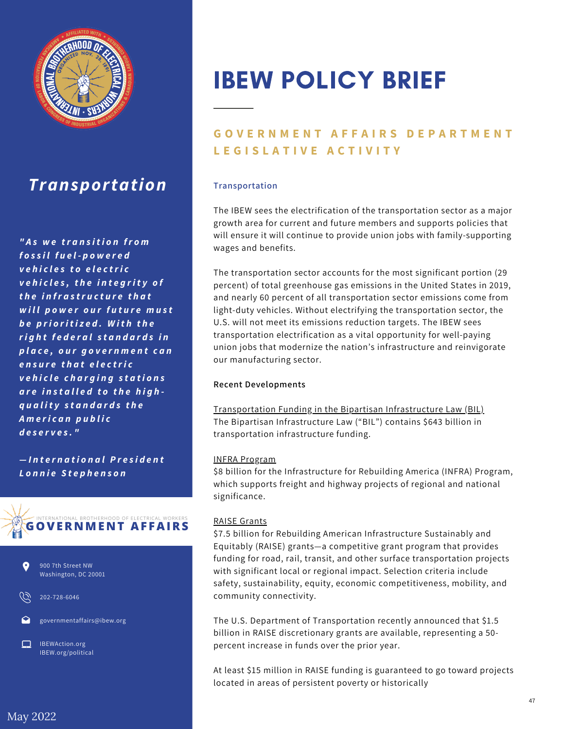# IBEW POLICY BLEND

# IBEW POLICY BRIEF

## GOVERNMENT AFFAIRS DEPARTMENT LEGISLATIVE ACTIVITY

## *Transportation*

***"As we transition from fossil fuel-powered vehicles to electric vehicles, the integrity of the infrastructure that will power our future must be prioritized. With the right federal standards in place, our government can ensure that electric vehicle charging stations are installed to the high-quality standards the American public deserves."***

***—International President Lonnie Stephenson***

INTERNATIONAL BROTHERHOOD OF ELECTRICAL WORKERS
**GOVERNMENT AFFAIRS**

900 7th Street NW
Washington, DC 20001

202-728-6046

governmentaffairs@ibew.org

IBEWAction.org
IBEW.org/political

May 2022

### Transportation

The IBEW sees the electrification of the transportation sector as a major growth area for current and future members and supports policies that will ensure it will continue to provide union jobs with family-supporting wages and benefits.

The transportation sector accounts for the most significant portion (29 percent) of total greenhouse gas emissions in the United States in 2019, and nearly 60 percent of all transportation sector emissions come from light-duty vehicles. Without electrifying the transportation sector, the U.S. will not meet its emissions reduction targets. The IBEW sees transportation electrification as a vital opportunity for well-paying union jobs that modernize the nation's infrastructure and reinvigorate our manufacturing sector.

**Recent Developments**

Transportation Funding in the Bipartisan Infrastructure Law (BIL)
The Bipartisan Infrastructure Law ("BIL") contains $643 billion in transportation infrastructure funding.

INFRA Program
$8 billion for the Infrastructure for Rebuilding America (INFRA) Program, which supports freight and highway projects of regional and national significance.

RAISE Grants
$7.5 billion for Rebuilding American Infrastructure Sustainably and Equitably (RAISE) grants—a competitive grant program that provides funding for road, rail, transit, and other surface transportation projects with significant local or regional impact. Selection criteria include safety, sustainability, equity, economic competitiveness, mobility, and community connectivity.

The U.S. Department of Transportation recently announced that $1.5 billion in RAISE discretionary grants are available, representing a 50-percent increase in funds over the prior year.

At least $15 million in RAISE funding is guaranteed to go toward projects located in areas of persistent poverty or historically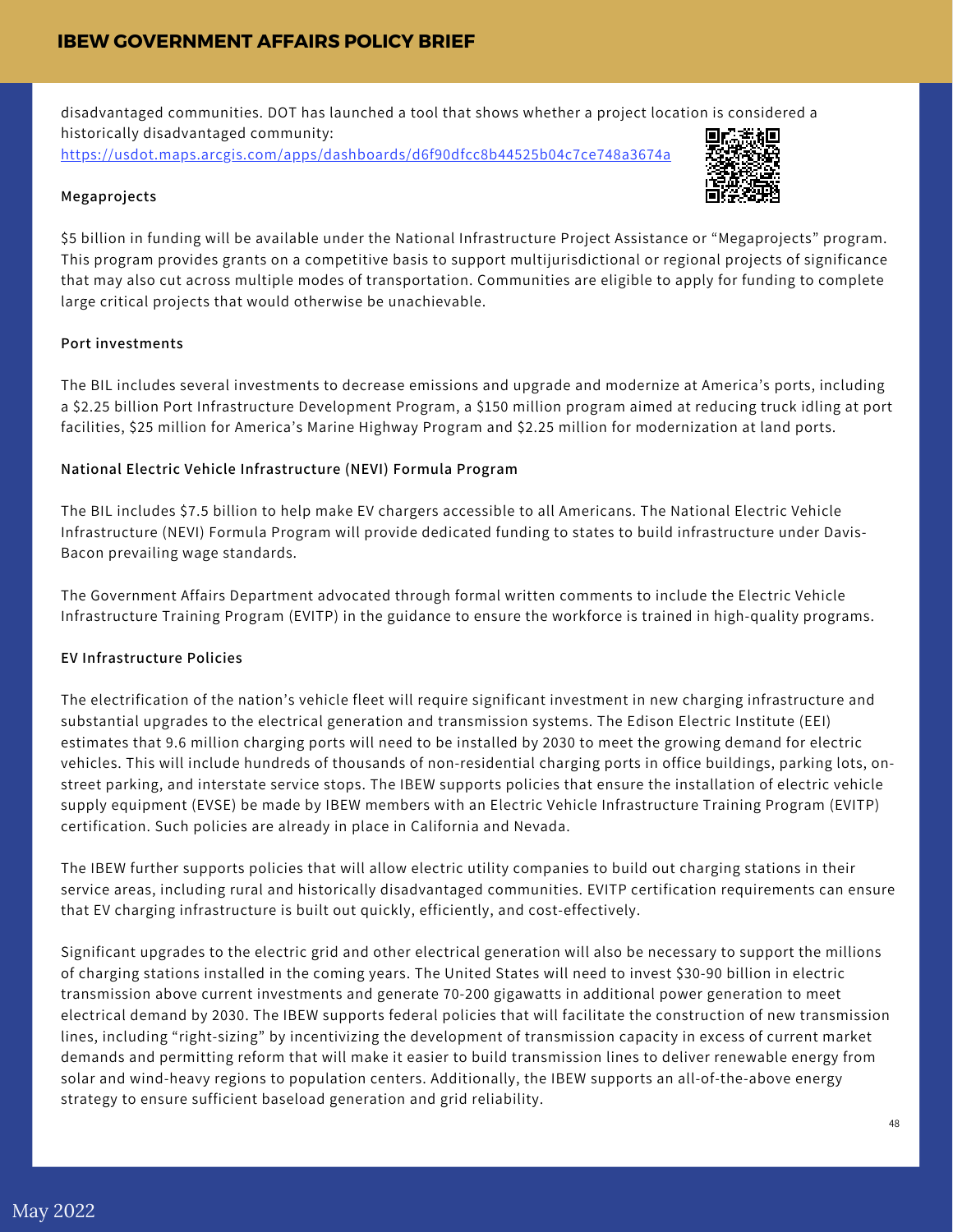disadvantaged communities. DOT has launched a tool that shows whether a project location is considered a historically disadvantaged community: https://usdot.maps.arcgis.com/apps/dashboards/d6f90dfcc8b44525b04c7ce748a3674a

**Megaprojects**

$5 billion in funding will be available under the National Infrastructure Project Assistance or "Megaprojects" program. This program provides grants on a competitive basis to support multijurisdictional or regional projects of significance that may also cut across multiple modes of transportation. Communities are eligible to apply for funding to complete large critical projects that would otherwise be unachievable.

**Port investments**

The BIL includes several investments to decrease emissions and upgrade and modernize at America's ports, including a $2.25 billion Port Infrastructure Development Program, a $150 million program aimed at reducing truck idling at port facilities, $25 million for America's Marine Highway Program and $2.25 million for modernization at land ports.

**National Electric Vehicle Infrastructure (NEVI) Formula Program**

The BIL includes $7.5 billion to help make EV chargers accessible to all Americans. The National Electric Vehicle Infrastructure (NEVI) Formula Program will provide dedicated funding to states to build infrastructure under Davis-Bacon prevailing wage standards.

The Government Affairs Department advocated through formal written comments to include the Electric Vehicle Infrastructure Training Program (EVITP) in the guidance to ensure the workforce is trained in high-quality programs.

**EV Infrastructure Policies**

The electrification of the nation's vehicle fleet will require significant investment in new charging infrastructure and substantial upgrades to the electrical generation and transmission systems. The Edison Electric Institute (EEI) estimates that 9.6 million charging ports will need to be installed by 2030 to meet the growing demand for electric vehicles. This will include hundreds of thousands of non-residential charging ports in office buildings, parking lots, on-street parking, and interstate service stops. The IBEW supports policies that ensure the installation of electric vehicle supply equipment (EVSE) be made by IBEW members with an Electric Vehicle Infrastructure Training Program (EVITP) certification. Such policies are already in place in California and Nevada.

The IBEW further supports policies that will allow electric utility companies to build out charging stations in their service areas, including rural and historically disadvantaged communities. EVITP certification requirements can ensure that EV charging infrastructure is built out quickly, efficiently, and cost-effectively.

Significant upgrades to the electric grid and other electrical generation will also be necessary to support the millions of charging stations installed in the coming years. The United States will need to invest $30-90 billion in electric transmission above current investments and generate 70-200 gigawatts in additional power generation to meet electrical demand by 2030. The IBEW supports federal policies that will facilitate the construction of new transmission lines, including "right-sizing" by incentivizing the development of transmission capacity in excess of current market demands and permitting reform that will make it easier to build transmission lines to deliver renewable energy from solar and wind-heavy regions to population centers. Additionally, the IBEW supports an all-of-the-above energy strategy to ensure sufficient baseload generation and grid reliability.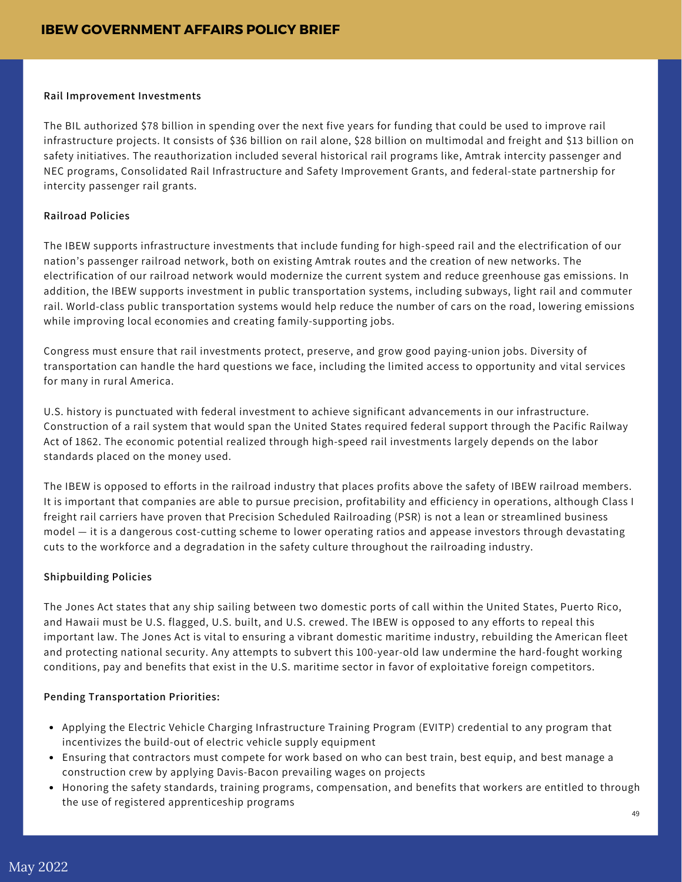### Rail Improvement Investments

The BIL authorized $78 billion in spending over the next five years for funding that could be used to improve rail infrastructure projects. It consists of $36 billion on rail alone, $28 billion on multimodal and freight and $13 billion on safety initiatives. The reauthorization included several historical rail programs like, Amtrak intercity passenger and NEC programs, Consolidated Rail Infrastructure and Safety Improvement Grants, and federal-state partnership for intercity passenger rail grants.

### Railroad Policies

The IBEW supports infrastructure investments that include funding for high-speed rail and the electrification of our nation's passenger railroad network, both on existing Amtrak routes and the creation of new networks. The electrification of our railroad network would modernize the current system and reduce greenhouse gas emissions. In addition, the IBEW supports investment in public transportation systems, including subways, light rail and commuter rail. World-class public transportation systems would help reduce the number of cars on the road, lowering emissions while improving local economies and creating family-supporting jobs.

Congress must ensure that rail investments protect, preserve, and grow good paying-union jobs. Diversity of transportation can handle the hard questions we face, including the limited access to opportunity and vital services for many in rural America.

U.S. history is punctuated with federal investment to achieve significant advancements in our infrastructure. Construction of a rail system that would span the United States required federal support through the Pacific Railway Act of 1862. The economic potential realized through high-speed rail investments largely depends on the labor standards placed on the money used.

The IBEW is opposed to efforts in the railroad industry that places profits above the safety of IBEW railroad members. It is important that companies are able to pursue precision, profitability and efficiency in operations, although Class I freight rail carriers have proven that Precision Scheduled Railroading (PSR) is not a lean or streamlined business model — it is a dangerous cost-cutting scheme to lower operating ratios and appease investors through devastating cuts to the workforce and a degradation in the safety culture throughout the railroading industry.

### Shipbuilding Policies

The Jones Act states that any ship sailing between two domestic ports of call within the United States, Puerto Rico, and Hawaii must be U.S. flagged, U.S. built, and U.S. crewed. The IBEW is opposed to any efforts to repeal this important law. The Jones Act is vital to ensuring a vibrant domestic maritime industry, rebuilding the American fleet and protecting national security. Any attempts to subvert this 100-year-old law undermine the hard-fought working conditions, pay and benefits that exist in the U.S. maritime sector in favor of exploitative foreign competitors.

### Pending Transportation Priorities:

- Applying the Electric Vehicle Charging Infrastructure Training Program (EVITP) credential to any program that incentivizes the build-out of electric vehicle supply equipment
- Ensuring that contractors must compete for work based on who can best train, best equip, and best manage a construction crew by applying Davis-Bacon prevailing wages on projects
- Honoring the safety standards, training programs, compensation, and benefits that workers are entitled to through the use of registered apprenticeship programs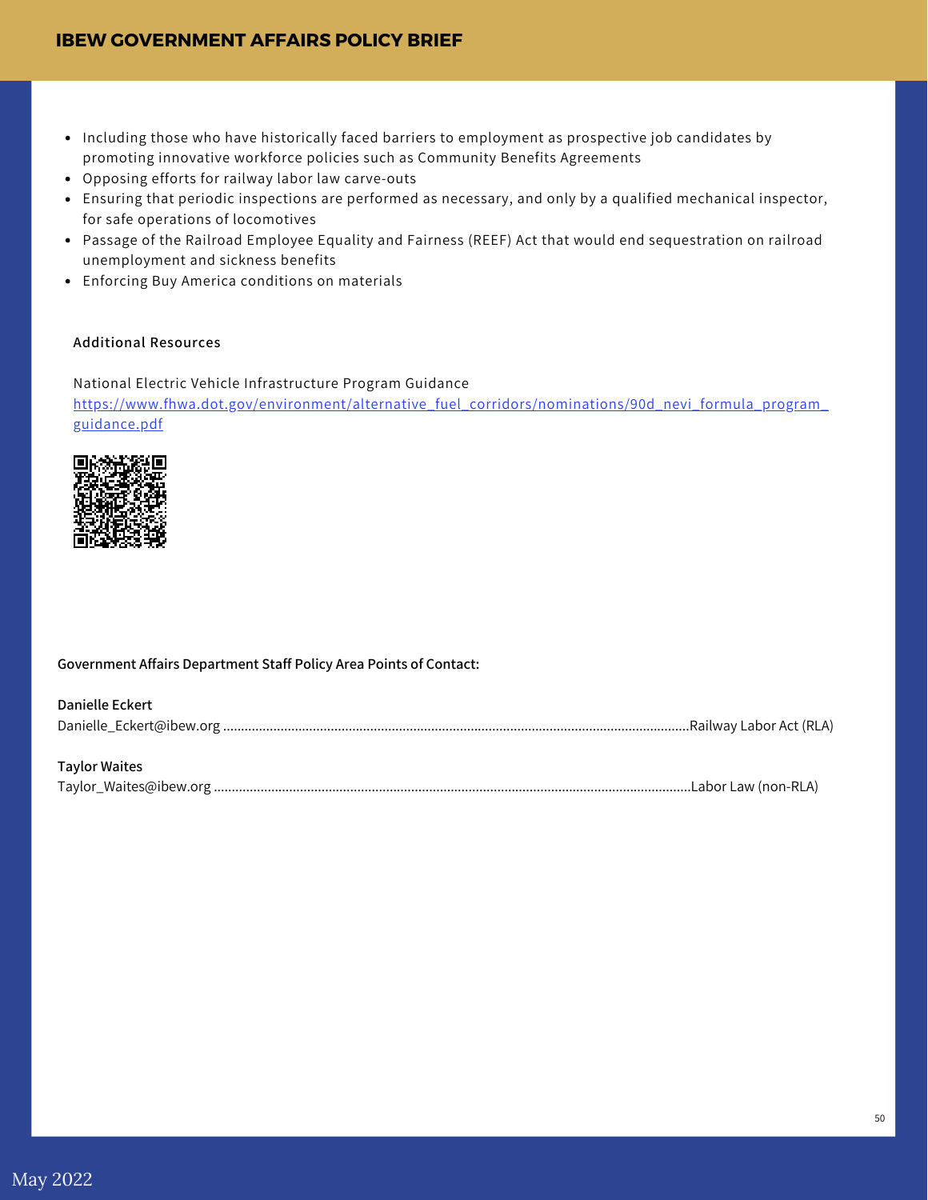- Including those who have historically faced barriers to employment as prospective job candidates by promoting innovative workforce policies such as Community Benefits Agreements
- Opposing efforts for railway labor law carve-outs
- Ensuring that periodic inspections are performed as necessary, and only by a qualified mechanical inspector, for safe operations of locomotives
- Passage of the Railroad Employee Equality and Fairness (REEF) Act that would end sequestration on railroad unemployment and sickness benefits
- Enforcing Buy America conditions on materials

#### Additional Resources

National Electric Vehicle Infrastructure Program Guidance
https://www.fhwa.dot.gov/environment/alternative_fuel_corridors/nominations/90d_nevi_formula_program_guidance.pdf

**Government Affairs Department Staff Policy Area Points of Contact:**

**Danielle Eckert**
Danielle_Eckert@ibew.org ........................................ Railway Labor Act (RLA)

**Taylor Waites**
Taylor_Waites@ibew.org ........................................ Labor Law (non-RLA)